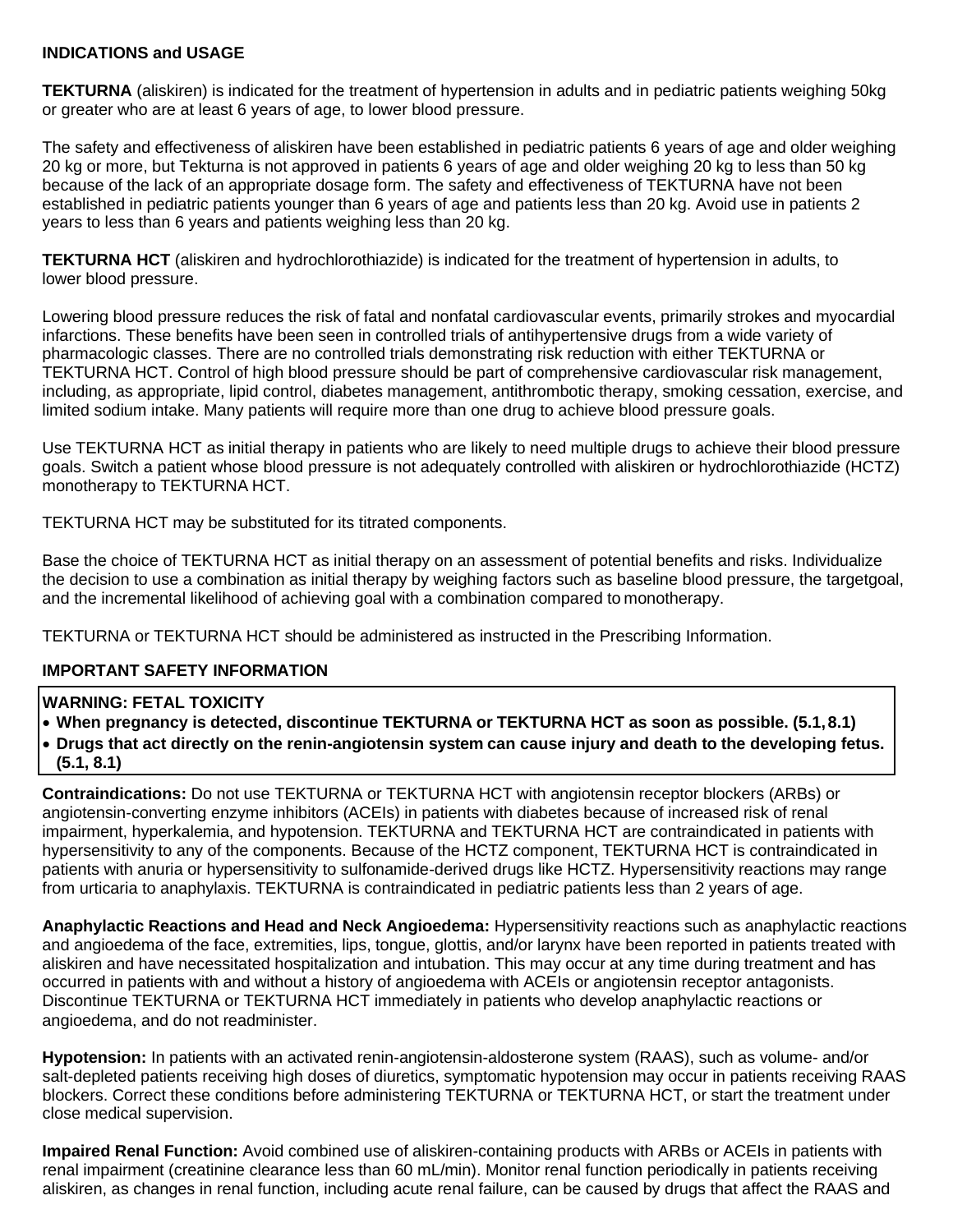## INDICATIONS and USAGE

**TEKTURNA** (aliskiren) is indicated for the treatment of hypertension in adults and in pediatric patients weighing 50kg or greater who are at least 6 years of age, to lower blood pressure.

The safety and effectiveness of aliskiren have been established in pediatric patients 6 years of age and older weighing 20 kg or more, but Tekturna is not approved in patients 6 years of age and older weighing 20 kg to less than 50 kg because of the lack of an appropriate dosage form. The safety and effectiveness of TEKTURNA have not been established in pediatric patients younger than 6 years of age and patients less than 20 kg. Avoid use in patients 2 years to less than 6 years and patients weighing less than 20 kg.

**TEKTURNA HCT** (aliskiren and hydrochlorothiazide) is indicated for the treatment of hypertension in adults, to lower blood pressure.

Lowering blood pressure reduces the risk of fatal and nonfatal cardiovascular events, primarily strokes and myocardial infarctions. These benefits have been seen in controlled trials of antihypertensive drugs from a wide variety of pharmacologic classes. There are no controlled trials demonstrating risk reduction with either TEKTURNA or TEKTURNA HCT. Control of high blood pressure should be part of comprehensive cardiovascular risk management, including, as appropriate, lipid control, diabetes management, antithrombotic therapy, smoking cessation, exercise, and limited sodium intake. Many patients will require more than one drug to achieve blood pressure goals.

Use TEKTURNA HCT as initial therapy in patients who are likely to need multiple drugs to achieve their blood pressure goals. Switch a patient whose blood pressure is not adequately controlled with aliskiren or hydrochlorothiazide (HCTZ) monotherapy to TEKTURNA HCT.

TEKTURNA HCT may be substituted for its titrated components.

Base the choice of TEKTURNA HCT as initial therapy on an assessment of potential benefits and risks. Individualize the decision to use a combination as initial therapy by weighing factors such as baseline blood pressure, the targetgoal, and the incremental likelihood of achieving goal with a combination compared to monotherapy.

TEKTURNA or TEKTURNA HCT should be administered as instructed in the Prescribing Information.

## IMPORTANT SAFETY INFORMATION

**WARNING: FETAL TOXICITY**

- **When pregnancy is detected, discontinue TEKTURNA or TEKTURNA HCT as soon as possible. (5.1, 8.1)**
- **Drugs that act directly on the renin-angiotensin system can cause injury and death to the developing fetus. (5.1, 8.1)**

**Contraindications:** Do not use TEKTURNA or TEKTURNA HCT with angiotensin receptor blockers (ARBs) or angiotensin-converting enzyme inhibitors (ACEIs) in patients with diabetes because of increased risk of renal impairment, hyperkalemia, and hypotension. TEKTURNA and TEKTURNA HCT are contraindicated in patients with hypersensitivity to any of the components. Because of the HCTZ component, TEKTURNA HCT is contraindicated in patients with anuria or hypersensitivity to sulfonamide-derived drugs like HCTZ. Hypersensitivity reactions may range from urticaria to anaphylaxis. TEKTURNA is contraindicated in pediatric patients less than 2 years of age.

**Anaphylactic Reactions and Head and Neck Angioedema:** Hypersensitivity reactions such as anaphylactic reactions and angioedema of the face, extremities, lips, tongue, glottis, and/or larynx have been reported in patients treated with aliskiren and have necessitated hospitalization and intubation. This may occur at any time during treatment and has occurred in patients with and without a history of angioedema with ACEIs or angiotensin receptor antagonists. Discontinue TEKTURNA or TEKTURNA HCT immediately in patients who develop anaphylactic reactions or angioedema, and do not readminister.

**Hypotension:** In patients with an activated renin-angiotensin-aldosterone system (RAAS), such as volume- and/or salt-depleted patients receiving high doses of diuretics, symptomatic hypotension may occur in patients receiving RAAS blockers. Correct these conditions before administering TEKTURNA or TEKTURNA HCT, or start the treatment under close medical supervision.

**Impaired Renal Function:** Avoid combined use of aliskiren-containing products with ARBs or ACEIs in patients with renal impairment (creatinine clearance less than 60 mL/min). Monitor renal function periodically in patients receiving aliskiren, as changes in renal function, including acute renal failure, can be caused by drugs that affect the RAAS and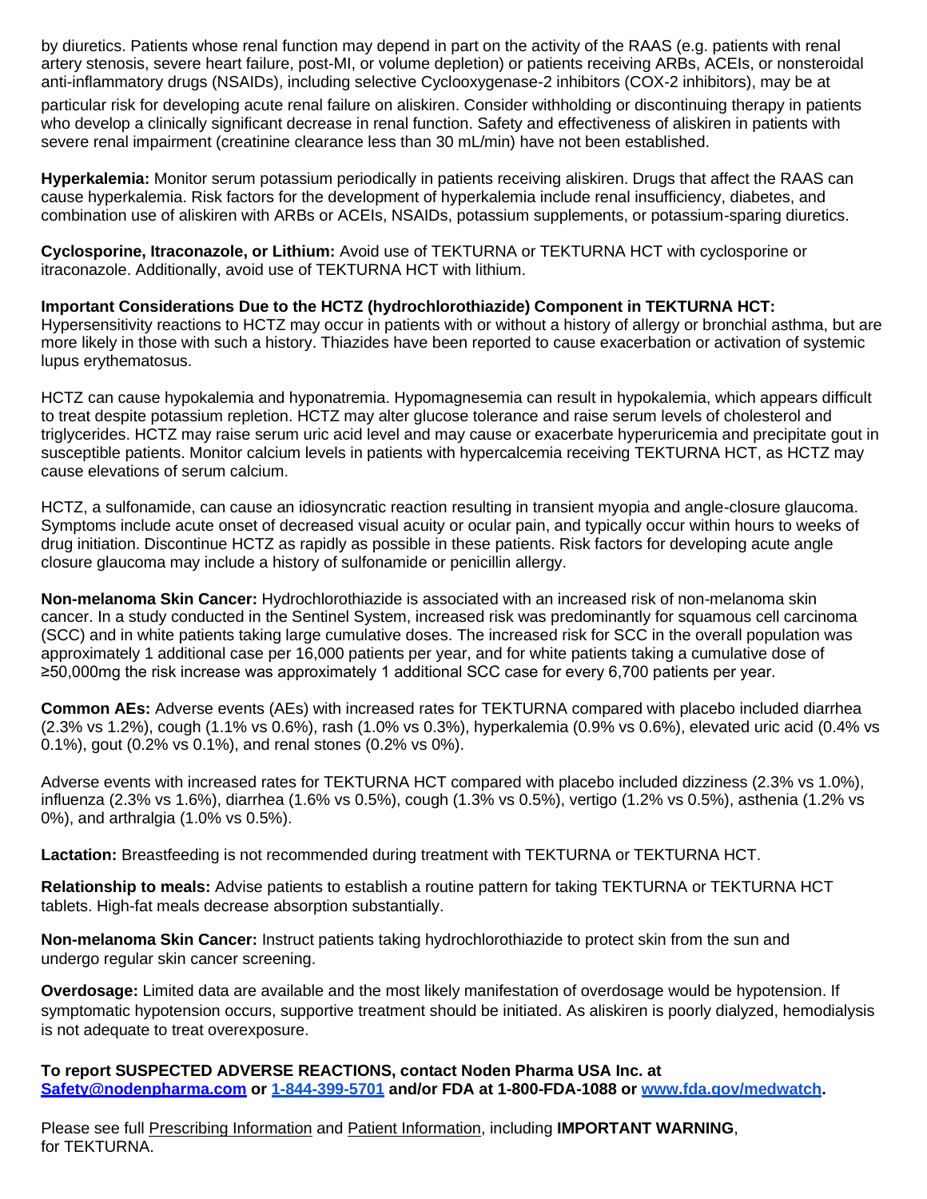by diuretics. Patients whose renal function may depend in part on the activity of the RAAS (e.g. patients with renal artery stenosis, severe heart failure, post-MI, or volume depletion) or patients receiving ARBs, ACEIs, or nonsteroidal anti-inflammatory drugs (NSAIDs), including selective Cyclooxygenase-2 inhibitors (COX-2 inhibitors), may be at particular risk for developing acute renal failure on aliskiren. Consider withholding or discontinuing therapy in patients who develop a clinically significant decrease in renal function. Safety and effectiveness of aliskiren in patients with severe renal impairment (creatinine clearance less than 30 mL/min) have not been established.

**Hyperkalemia:** Monitor serum potassium periodically in patients receiving aliskiren. Drugs that affect the RAAS can cause hyperkalemia. Risk factors for the development of hyperkalemia include renal insufficiency, diabetes, and combination use of aliskiren with ARBs or ACEIs, NSAIDs, potassium supplements, or potassium-sparing diuretics.

**Cyclosporine, Itraconazole, or Lithium:** Avoid use of TEKTURNA or TEKTURNA HCT with cyclosporine or itraconazole. Additionally, avoid use of TEKTURNA HCT with lithium.

**Important Considerations Due to the HCTZ (hydrochlorothiazide) Component in TEKTURNA HCT:**
Hypersensitivity reactions to HCTZ may occur in patients with or without a history of allergy or bronchial asthma, but are more likely in those with such a history. Thiazides have been reported to cause exacerbation or activation of systemic lupus erythematosus.

HCTZ can cause hypokalemia and hyponatremia. Hypomagnesemia can result in hypokalemia, which appears difficult to treat despite potassium repletion. HCTZ may alter glucose tolerance and raise serum levels of cholesterol and triglycerides. HCTZ may raise serum uric acid level and may cause or exacerbate hyperuricemia and precipitate gout in susceptible patients. Monitor calcium levels in patients with hypercalcemia receiving TEKTURNA HCT, as HCTZ may cause elevations of serum calcium.

HCTZ, a sulfonamide, can cause an idiosyncratic reaction resulting in transient myopia and angle-closure glaucoma. Symptoms include acute onset of decreased visual acuity or ocular pain, and typically occur within hours to weeks of drug initiation. Discontinue HCTZ as rapidly as possible in these patients. Risk factors for developing acute angle closure glaucoma may include a history of sulfonamide or penicillin allergy.

**Non-melanoma Skin Cancer:** Hydrochlorothiazide is associated with an increased risk of non-melanoma skin cancer. In a study conducted in the Sentinel System, increased risk was predominantly for squamous cell carcinoma (SCC) and in white patients taking large cumulative doses. The increased risk for SCC in the overall population was approximately 1 additional case per 16,000 patients per year, and for white patients taking a cumulative dose of ≥50,000mg the risk increase was approximately 1 additional SCC case for every 6,700 patients per year.

**Common AEs:** Adverse events (AEs) with increased rates for TEKTURNA compared with placebo included diarrhea (2.3% vs 1.2%), cough (1.1% vs 0.6%), rash (1.0% vs 0.3%), hyperkalemia (0.9% vs 0.6%), elevated uric acid (0.4% vs 0.1%), gout (0.2% vs 0.1%), and renal stones (0.2% vs 0%).

Adverse events with increased rates for TEKTURNA HCT compared with placebo included dizziness (2.3% vs 1.0%), influenza (2.3% vs 1.6%), diarrhea (1.6% vs 0.5%), cough (1.3% vs 0.5%), vertigo (1.2% vs 0.5%), asthenia (1.2% vs 0%), and arthralgia (1.0% vs 0.5%).

**Lactation:** Breastfeeding is not recommended during treatment with TEKTURNA or TEKTURNA HCT.

**Relationship to meals:** Advise patients to establish a routine pattern for taking TEKTURNA or TEKTURNA HCT tablets. High-fat meals decrease absorption substantially.

**Non-melanoma Skin Cancer:** Instruct patients taking hydrochlorothiazide to protect skin from the sun and undergo regular skin cancer screening.

**Overdosage:** Limited data are available and the most likely manifestation of overdosage would be hypotension. If symptomatic hypotension occurs, supportive treatment should be initiated. As aliskiren is poorly dialyzed, hemodialysis is not adequate to treat overexposure.

**To report SUSPECTED ADVERSE REACTIONS, contact Noden Pharma USA Inc. at Safety@nodenpharma.com or 1-844-399-5701 and/or FDA at 1-800-FDA-1088 or www.fda.gov/medwatch.**

Please see full Prescribing Information and Patient Information, including **IMPORTANT WARNING**, for TEKTURNA.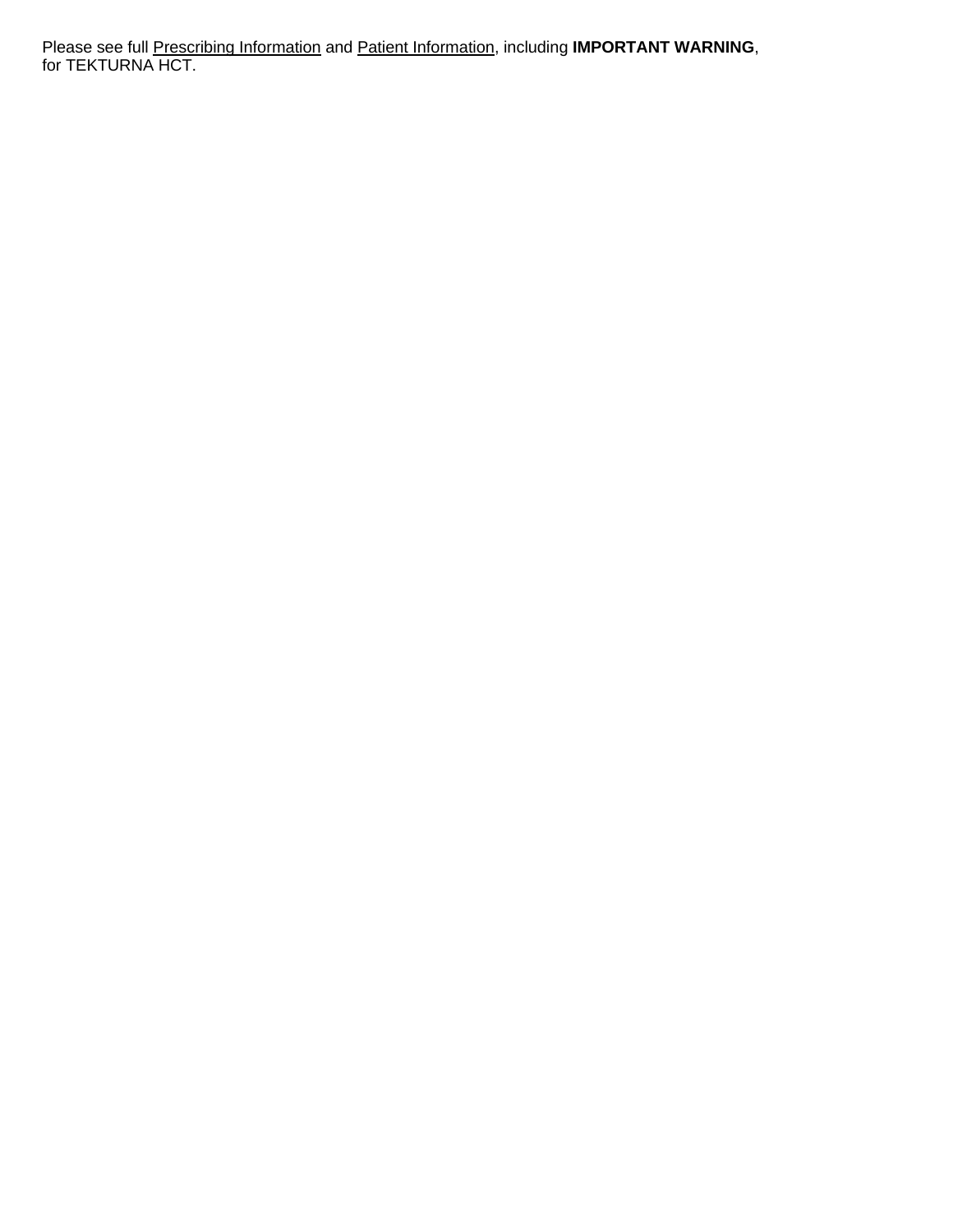Please see full Prescribing Information and Patient Information, including **IMPORTANT WARNING**, for TEKTURNA HCT.